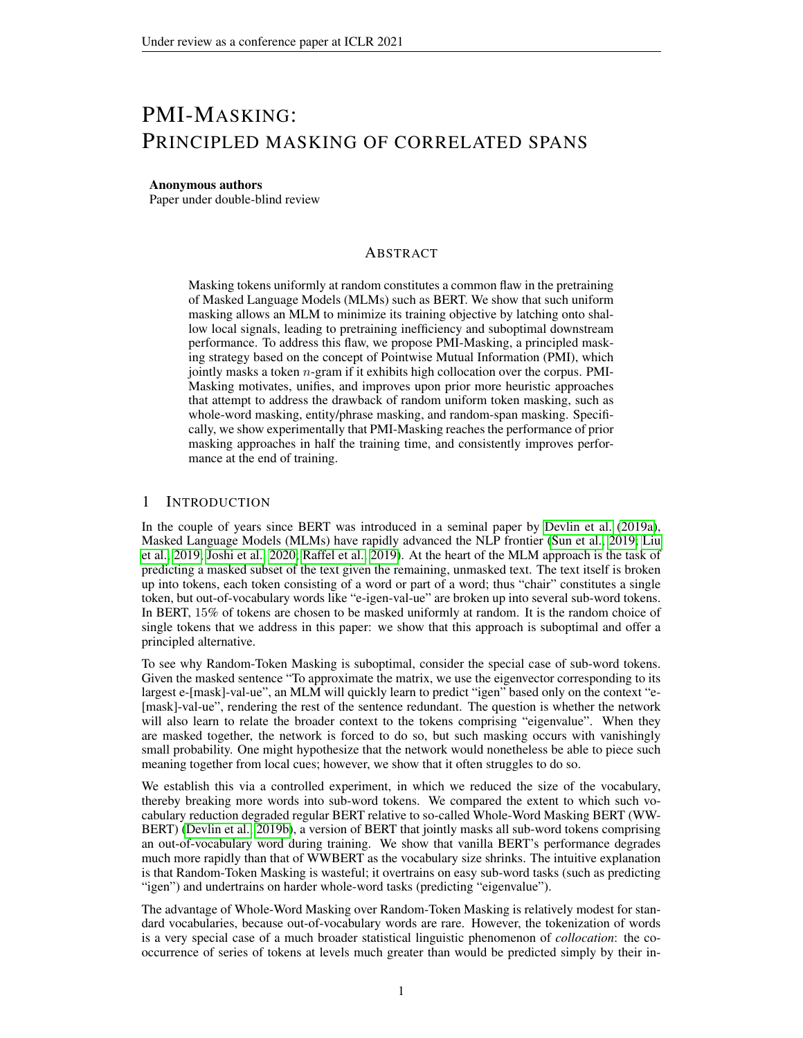# PMI-MASKING: PRINCIPLED MASKING OF CORRELATED SPANS

**Anonymous authors**
Paper under double-blind review

## ABSTRACT

Masking tokens uniformly at random constitutes a common flaw in the pretraining of Masked Language Models (MLMs) such as BERT. We show that such uniform masking allows an MLM to minimize its training objective by latching onto shallow local signals, leading to pretraining inefficiency and suboptimal downstream performance. To address this flaw, we propose PMI-Masking, a principled masking strategy based on the concept of Pointwise Mutual Information (PMI), which jointly masks a token $n$-gram if it exhibits high collocation over the corpus. PMI-Masking motivates, unifies, and improves upon prior more heuristic approaches that attempt to address the drawback of random uniform token masking, such as whole-word masking, entity/phrase masking, and random-span masking. Specifically, we show experimentally that PMI-Masking reaches the performance of prior masking approaches in half the training time, and consistently improves performance at the end of training.

## 1 INTRODUCTION

In the couple of years since BERT was introduced in a seminal paper by Devlin et al. (2019a), Masked Language Models (MLMs) have rapidly advanced the NLP frontier (Sun et al., 2019; Liu et al., 2019; Joshi et al., 2020; Raffel et al., 2019). At the heart of the MLM approach is the task of predicting a masked subset of the text given the remaining, unmasked text. The text itself is broken up into tokens, each token consisting of a word or part of a word; thus "chair" constitutes a single token, but out-of-vocabulary words like "e-igen-val-ue" are broken up into several sub-word tokens. In BERT, 15% of tokens are chosen to be masked uniformly at random. It is the random choice of single tokens that we address in this paper: we show that this approach is suboptimal and offer a principled alternative.

To see why Random-Token Masking is suboptimal, consider the special case of sub-word tokens. Given the masked sentence "To approximate the matrix, we use the eigenvector corresponding to its largest e-[mask]-val-ue", an MLM will quickly learn to predict "igen" based only on the context "e-[mask]-val-ue", rendering the rest of the sentence redundant. The question is whether the network will also learn to relate the broader context to the tokens comprising "eigenvalue". When they are masked together, the network is forced to do so, but such masking occurs with vanishingly small probability. One might hypothesize that the network would nonetheless be able to piece such meaning together from local cues; however, we show that it often struggles to do so.

We establish this via a controlled experiment, in which we reduced the size of the vocabulary, thereby breaking more words into sub-word tokens. We compared the extent to which such vocabulary reduction degraded regular BERT relative to so-called Whole-Word Masking BERT (WWBERT) (Devlin et al., 2019b), a version of BERT that jointly masks all sub-word tokens comprising an out-of-vocabulary word during training. We show that vanilla BERT's performance degrades much more rapidly than that of WWBERT as the vocabulary size shrinks. The intuitive explanation is that Random-Token Masking is wasteful; it overtrains on easy sub-word tasks (such as predicting "igen") and undertrains on harder whole-word tasks (predicting "eigenvalue").

The advantage of Whole-Word Masking over Random-Token Masking is relatively modest for standard vocabularies, because out-of-vocabulary words are rare. However, the tokenization of words is a very special case of a much broader statistical linguistic phenomenon of *collocation*: the co-occurrence of series of tokens at levels much greater than would be predicted simply by their in-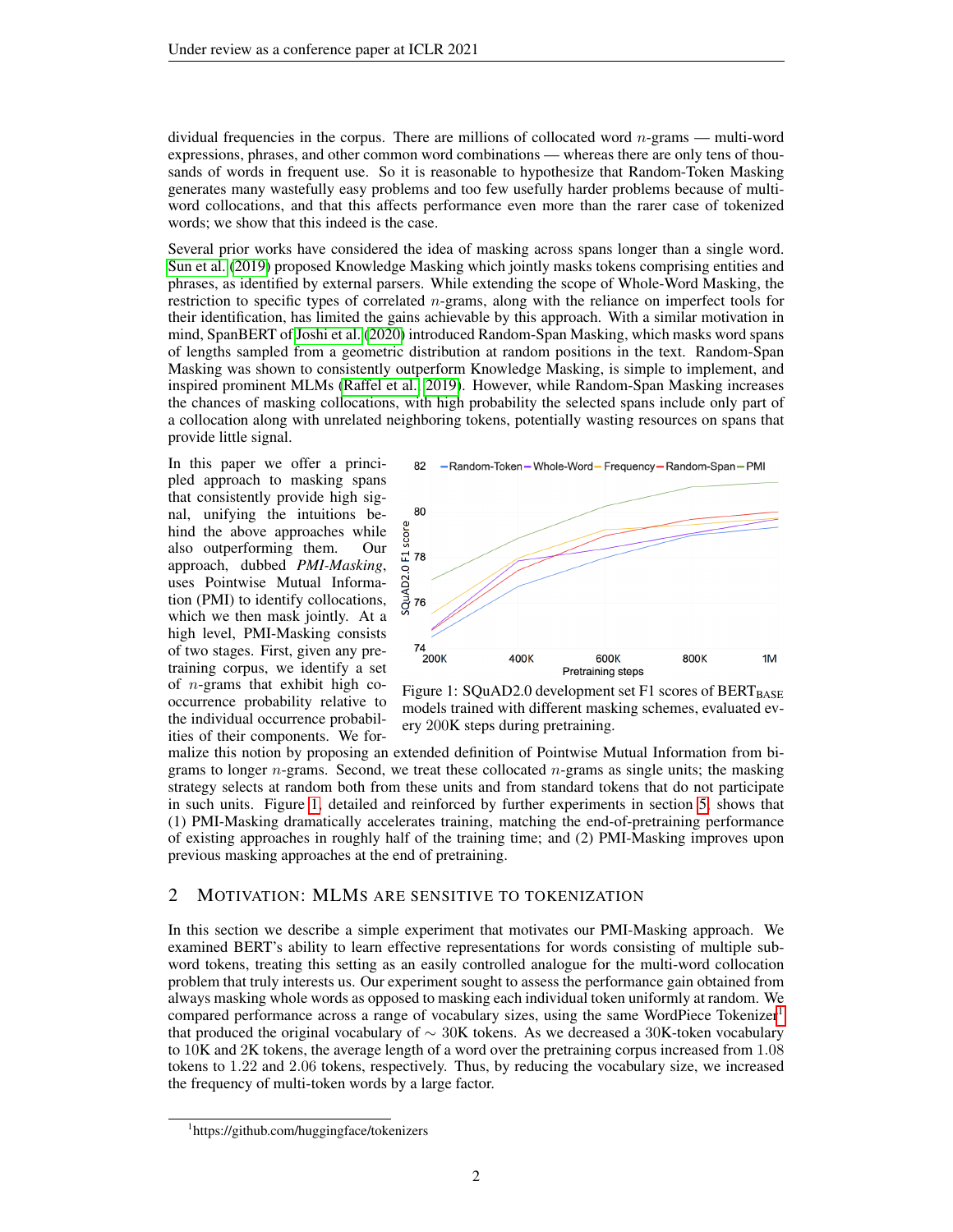dividual frequencies in the corpus. There are millions of collocated word $n$-grams — multi-word expressions, phrases, and other common word combinations — whereas there are only tens of thousands of words in frequent use. So it is reasonable to hypothesize that Random-Token Masking generates many wastefully easy problems and too few usefully harder problems because of multi-word collocations, and that this affects performance even more than the rarer case of tokenized words; we show that this indeed is the case.

Several prior works have considered the idea of masking across spans longer than a single word. Sun et al. (2019) proposed Knowledge Masking which jointly masks tokens comprising entities and phrases, as identified by external parsers. While extending the scope of Whole-Word Masking, the restriction to specific types of correlated $n$-grams, along with the reliance on imperfect tools for their identification, has limited the gains achievable by this approach. With a similar motivation in mind, SpanBERT of Joshi et al. (2020) introduced Random-Span Masking, which masks word spans of lengths sampled from a geometric distribution at random positions in the text. Random-Span Masking was shown to consistently outperform Knowledge Masking, is simple to implement, and inspired prominent MLMs (Raffel et al., 2019). However, while Random-Span Masking increases the chances of masking collocations, with high probability the selected spans include only part of a collocation along with unrelated neighboring tokens, potentially wasting resources on spans that provide little signal.

In this paper we offer a principled approach to masking spans that consistently provide high signal, unifying the intuitions behind the above approaches while also outperforming them. Our approach, dubbed *PMI-Masking*, uses Pointwise Mutual Information (PMI) to identify collocations, which we then mask jointly. At a high level, PMI-Masking consists of two stages. First, given any pretraining corpus, we identify a set of $n$-grams that exhibit high co-occurrence probability relative to the individual occurrence probabilities of their components. We formalize this notion by proposing an extended definition of Pointwise Mutual Information from bigrams to longer $n$-grams. Second, we treat these collocated $n$-grams as single units; the masking strategy selects at random both from these units and from standard tokens that do not participate in such units. Figure 1, detailed and reinforced by further experiments in section 5, shows that (1) PMI-Masking dramatically accelerates training, matching the end-of-pretraining performance of existing approaches in roughly half of the training time; and (2) PMI-Masking improves upon previous masking approaches at the end of pretraining.

Figure 1: SQuAD2.0 development set F1 scores of $\text{BERT}_{\text{BASE}}$ models trained with different masking schemes, evaluated every 200K steps during pretraining.

## 2 Motivation: MLMs are sensitive to tokenization

In this section we describe a simple experiment that motivates our PMI-Masking approach. We examined BERT's ability to learn effective representations for words consisting of multiple sub-word tokens, treating this setting as an easily controlled analogue for the multi-word collocation problem that truly interests us. Our experiment sought to assess the performance gain obtained from always masking whole words as opposed to masking each individual token uniformly at random. We compared performance across a range of vocabulary sizes, using the same WordPiece Tokenizer[1] that produced the original vocabulary of $\sim$ 30K tokens. As we decreased a 30K-token vocabulary to 10K and 2K tokens, the average length of a word over the pretraining corpus increased from 1.08 tokens to 1.22 and 2.06 tokens, respectively. Thus, by reducing the vocabulary size, we increased the frequency of multi-token words by a large factor.

[1] https://github.com/huggingface/tokenizers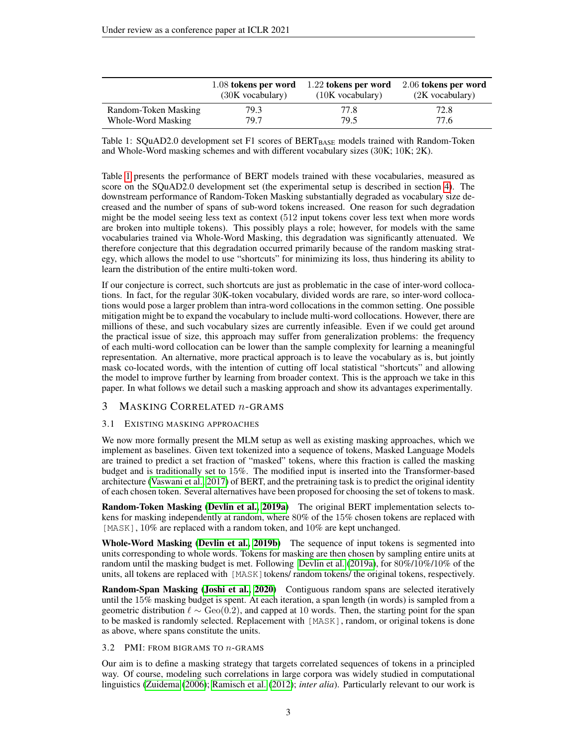| | 1.08 **tokens per word** (30K vocabulary) | 1.22 **tokens per word** (10K vocabulary) | 2.06 **tokens per word** (2K vocabulary) |
|---|---|---|---|
| Random-Token Masking | 79.3 | 77.8 | 72.8 |
| Whole-Word Masking | 79.7 | 79.5 | 77.6 |

Table 1: SQuAD2.0 development set F1 scores of $\text{BERT}_{\text{BASE}}$ models trained with Random-Token and Whole-Word masking schemes and with different vocabulary sizes (30K; 10K; 2K).

Table 1 presents the performance of BERT models trained with these vocabularies, measured as score on the SQuAD2.0 development set (the experimental setup is described in section 4). The downstream performance of Random-Token Masking substantially degraded as vocabulary size decreased and the number of spans of sub-word tokens increased. One reason for such degradation might be the model seeing less text as context (512 input tokens cover less text when more words are broken into multiple tokens). This possibly plays a role; however, for models with the same vocabularies trained via Whole-Word Masking, this degradation was significantly attenuated. We therefore conjecture that this degradation occurred primarily because of the random masking strategy, which allows the model to use "shortcuts" for minimizing its loss, thus hindering its ability to learn the distribution of the entire multi-token word.

If our conjecture is correct, such shortcuts are just as problematic in the case of inter-word collocations. In fact, for the regular 30K-token vocabulary, divided words are rare, so inter-word collocations would pose a larger problem than intra-word collocations in the common setting. One possible mitigation might be to expand the vocabulary to include multi-word collocations. However, there are millions of these, and such vocabulary sizes are currently infeasible. Even if we could get around the practical issue of size, this approach may suffer from generalization problems: the frequency of each multi-word collocation can be lower than the sample complexity for learning a meaningful representation. An alternative, more practical approach is to leave the vocabulary as is, but jointly mask co-located words, with the intention of cutting off local statistical "shortcuts" and allowing the model to improve further by learning from broader context. This is the approach we take in this paper. In what follows we detail such a masking approach and show its advantages experimentally.

## 3 Masking Correlated $n$-grams

### 3.1 Existing masking approaches

We now more formally present the MLM setup as well as existing masking approaches, which we implement as baselines. Given text tokenized into a sequence of tokens, Masked Language Models are trained to predict a set fraction of "masked" tokens, where this fraction is called the masking budget and is traditionally set to 15%. The modified input is inserted into the Transformer-based architecture (Vaswani et al., 2017) of BERT, and the pretraining task is to predict the original identity of each chosen token. Several alternatives have been proposed for choosing the set of tokens to mask.

**Random-Token Masking (Devlin et al., 2019a)** The original BERT implementation selects tokens for masking independently at random, where 80% of the 15% chosen tokens are replaced with `[MASK]`, 10% are replaced with a random token, and 10% are kept unchanged.

**Whole-Word Masking (Devlin et al., 2019b)** The sequence of input tokens is segmented into units corresponding to whole words. Tokens for masking are then chosen by sampling entire units at random until the masking budget is met. Following Devlin et al. (2019a), for 80%/10%/10% of the units, all tokens are replaced with `[MASK]` tokens/ random tokens/ the original tokens, respectively.

**Random-Span Masking (Joshi et al., 2020)** Contiguous random spans are selected iteratively until the 15% masking budget is spent. At each iteration, a span length (in words) is sampled from a geometric distribution $\ell \sim \text{Geo}(0.2)$, and capped at 10 words. Then, the starting point for the span to be masked is randomly selected. Replacement with `[MASK]`, random, or original tokens is done as above, where spans constitute the units.

### 3.2 PMI: from bigrams to $n$-grams

Our aim is to define a masking strategy that targets correlated sequences of tokens in a principled way. Of course, modeling such correlations in large corpora was widely studied in computational linguistics (Zuidema (2006); Ramisch et al. (2012); *inter alia*). Particularly relevant to our work is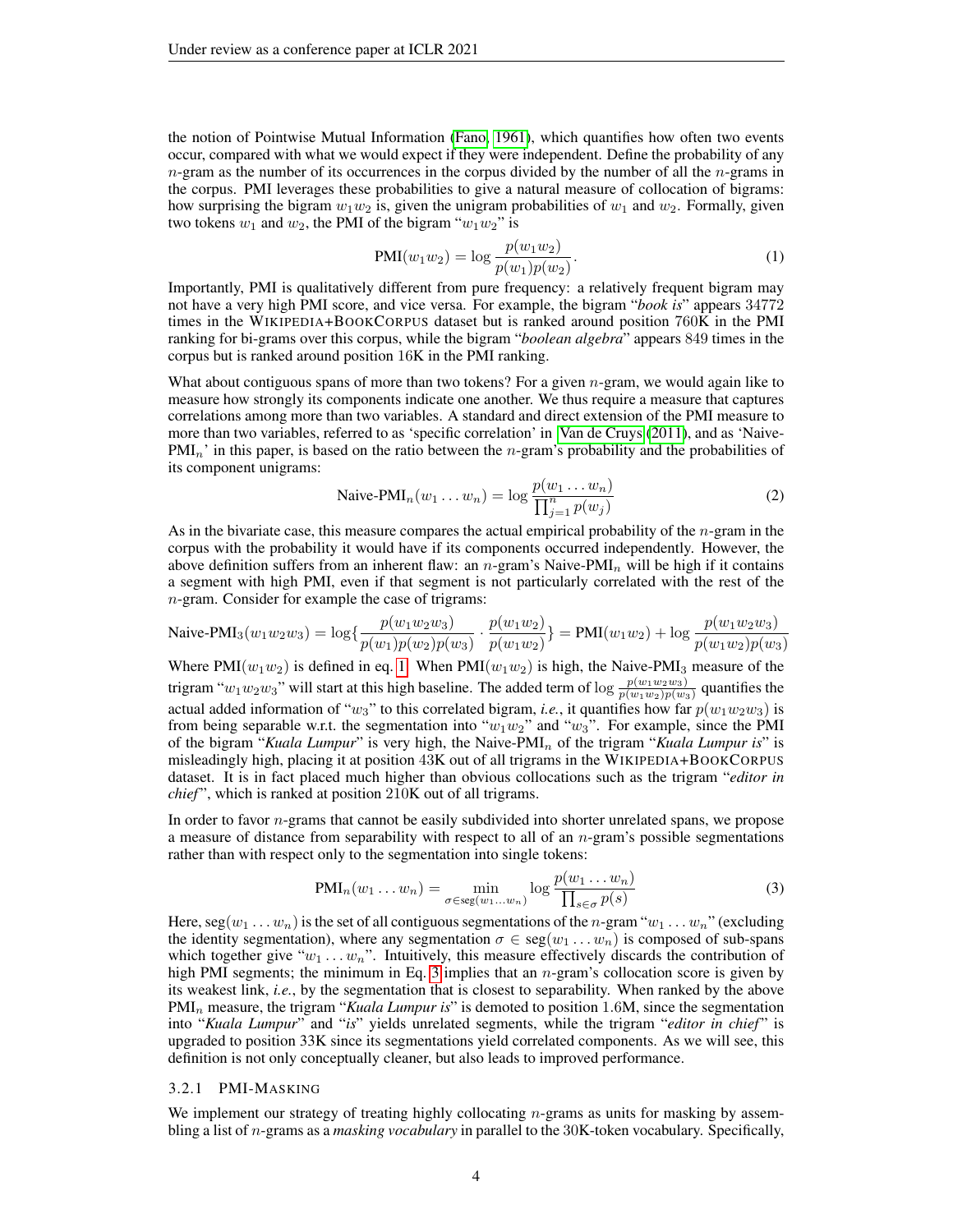the notion of Pointwise Mutual Information (Fano, 1961), which quantifies how often two events occur, compared with what we would expect if they were independent. Define the probability of any $n$-gram as the number of its occurrences in the corpus divided by the number of all the $n$-grams in the corpus. PMI leverages these probabilities to give a natural measure of collocation of bigrams: how surprising the bigram $w_1 w_2$ is, given the unigram probabilities of $w_1$ and $w_2$. Formally, given two tokens $w_1$ and $w_2$, the PMI of the bigram "$w_1 w_2$" is

$$\text{PMI}(w_1 w_2) = \log \frac{p(w_1 w_2)}{p(w_1)p(w_2)}. \tag{1}$$

Importantly, PMI is qualitatively different from pure frequency: a relatively frequent bigram may not have a very high PMI score, and vice versa. For example, the bigram "***book is***" appears 34772 times in the WIKIPEDIA+BOOKCORPUS dataset but is ranked around position 760K in the PMI ranking for bi-grams over this corpus, while the bigram "***boolean algebra***" appears 849 times in the corpus but is ranked around position 16K in the PMI ranking.

What about contiguous spans of more than two tokens? For a given $n$-gram, we would again like to measure how strongly its components indicate one another. We thus require a measure that captures correlations among more than two variables. A standard and direct extension of the PMI measure to more than two variables, referred to as 'specific correlation' in Van de Cruys (2011), and as 'Naive-PMI$_n$' in this paper, is based on the ratio between the $n$-gram's probability and the probabilities of its component unigrams:

$$\text{Naive-PMI}_n(w_1 \dots w_n) = \log \frac{p(w_1 \dots w_n)}{\prod_{j=1}^{n} p(w_j)} \tag{2}$$

As in the bivariate case, this measure compares the actual empirical probability of the $n$-gram in the corpus with the probability it would have if its components occurred independently. However, the above definition suffers from an inherent flaw: an $n$-gram's Naive-PMI$_n$ will be high if it contains a segment with high PMI, even if that segment is not particularly correlated with the rest of the $n$-gram. Consider for example the case of trigrams:

$$\text{Naive-PMI}_3(w_1 w_2 w_3) = \log\{\frac{p(w_1 w_2 w_3)}{p(w_1)p(w_2)p(w_3)} \cdot \frac{p(w_1 w_2)}{p(w_1 w_2)}\} = \text{PMI}(w_1 w_2) + \log \frac{p(w_1 w_2 w_3)}{p(w_1 w_2)p(w_3)}$$

Where $\text{PMI}(w_1 w_2)$ is defined in eq. 1. When $\text{PMI}(w_1 w_2)$ is high, the Naive-PMI$_3$ measure of the trigram "$w_1 w_2 w_3$" will start at this high baseline. The added term of $\log \frac{p(w_1 w_2 w_3)}{p(w_1 w_2)p(w_3)}$ quantifies the actual added information of "$w_3$" to this correlated bigram, *i.e.*, it quantifies how far $p(w_1 w_2 w_3)$ is from being separable w.r.t. the segmentation into "$w_1 w_2$" and "$w_3$". For example, since the PMI of the bigram "***Kuala Lumpur***" is very high, the Naive-PMI$_n$ of the trigram "***Kuala Lumpur is***" is misleadingly high, placing it at position 43K out of all trigrams in the WIKIPEDIA+BOOKCORPUS dataset. It is in fact placed much higher than obvious collocations such as the trigram "***editor in chief***", which is ranked at position 210K out of all trigrams.

In order to favor $n$-grams that cannot be easily subdivided into shorter unrelated spans, we propose a measure of distance from separability with respect to all of an $n$-gram's possible segmentations rather than with respect only to the segmentation into single tokens:

$$\text{PMI}_n(w_1 \dots w_n) = \min_{\sigma \in \text{seg}(w_1 \dots w_n)} \log \frac{p(w_1 \dots w_n)}{\prod_{s \in \sigma} p(s)} \tag{3}$$

Here, $\text{seg}(w_1 \dots w_n)$ is the set of all contiguous segmentations of the $n$-gram "$w_1 \dots w_n$" (excluding the identity segmentation), where any segmentation $\sigma \in \text{seg}(w_1 \dots w_n)$ is composed of sub-spans which together give "$w_1 \dots w_n$". Intuitively, this measure effectively discards the contribution of high PMI segments; the minimum in Eq. 3 implies that an $n$-gram's collocation score is given by its weakest link, *i.e.*, by the segmentation that is closest to separability. When ranked by the above PMI$_n$ measure, the trigram "***Kuala Lumpur is***" is demoted to position 1.6M, since the segmentation into "***Kuala Lumpur***" and "***is***" yields unrelated segments, while the trigram "***editor in chief***" is upgraded to position 33K since its segmentations yield correlated components. As we will see, this definition is not only conceptually cleaner, but also leads to improved performance.

#### 3.2.1 PMI-MASKING

We implement our strategy of treating highly collocating $n$-grams as units for masking by assembling a list of $n$-grams as a *masking vocabulary* in parallel to the 30K-token vocabulary. Specifically,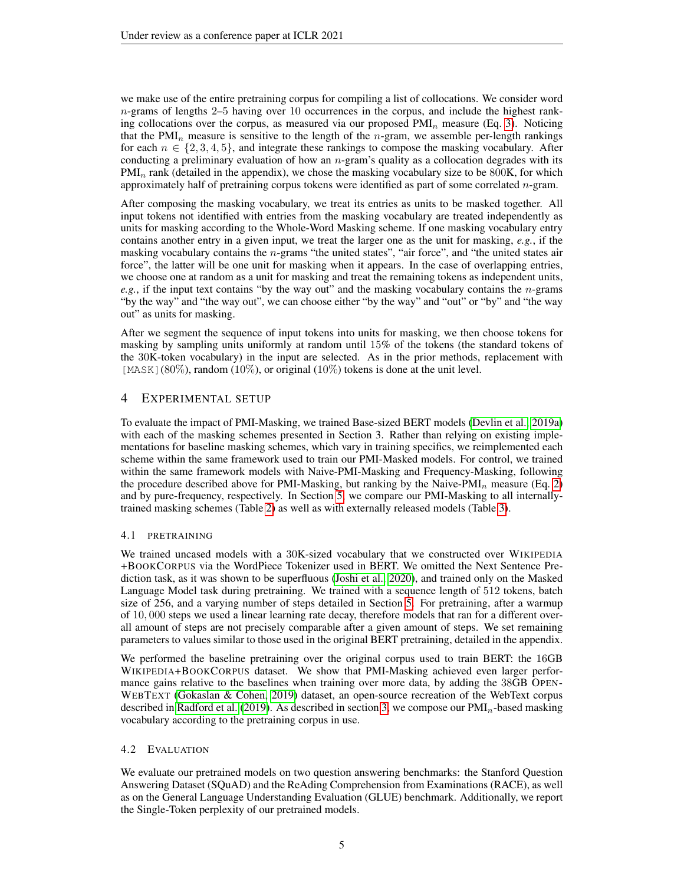we make use of the entire pretraining corpus for compiling a list of collocations. We consider word $n$-grams of lengths 2–5 having over 10 occurrences in the corpus, and include the highest ranking collocations over the corpus, as measured via our proposed $\text{PMI}_n$ measure (Eq. 3). Noticing that the $\text{PMI}_n$ measure is sensitive to the length of the $n$-gram, we assemble per-length rankings for each $n \in \{2, 3, 4, 5\}$, and integrate these rankings to compose the masking vocabulary. After conducting a preliminary evaluation of how an $n$-gram's quality as a collocation degrades with its $\text{PMI}_n$ rank (detailed in the appendix), we chose the masking vocabulary size to be 800K, for which approximately half of pretraining corpus tokens were identified as part of some correlated $n$-gram.

After composing the masking vocabulary, we treat its entries as units to be masked together. All input tokens not identified with entries from the masking vocabulary are treated independently as units for masking according to the Whole-Word Masking scheme. If one masking vocabulary entry contains another entry in a given input, we treat the larger one as the unit for masking, *e.g.*, if the masking vocabulary contains the $n$-grams "the united states", "air force", and "the united states air force", the latter will be one unit for masking when it appears. In the case of overlapping entries, we choose one at random as a unit for masking and treat the remaining tokens as independent units, *e.g.*, if the input text contains "by the way out" and the masking vocabulary contains the $n$-grams "by the way" and "the way out", we can choose either "by the way" and "out" or "by" and "the way out" as units for masking.

After we segment the sequence of input tokens into units for masking, we then choose tokens for masking by sampling units uniformly at random until 15% of the tokens (the standard tokens of the 30K-token vocabulary) in the input are selected. As in the prior methods, replacement with `[MASK]` (80%), random (10%), or original (10%) tokens is done at the unit level.

## 4 Experimental Setup

To evaluate the impact of PMI-Masking, we trained Base-sized BERT models (Devlin et al., 2019a) with each of the masking schemes presented in Section 3. Rather than relying on existing implementations for baseline masking schemes, which vary in training specifics, we reimplemented each scheme within the same framework used to train our PMI-Masked models. For control, we trained within the same framework models with Naive-PMI-Masking and Frequency-Masking, following the procedure described above for PMI-Masking, but ranking by the Naive-$\text{PMI}_n$ measure (Eq. 2) and by pure-frequency, respectively. In Section 5, we compare our PMI-Masking to all internally-trained masking schemes (Table 2) as well as with externally released models (Table 3).

### 4.1 Pretraining

We trained uncased models with a 30K-sized vocabulary that we constructed over Wikipedia +BookCorpus via the WordPiece Tokenizer used in BERT. We omitted the Next Sentence Prediction task, as it was shown to be superfluous (Joshi et al., 2020), and trained only on the Masked Language Model task during pretraining. We trained with a sequence length of 512 tokens, batch size of 256, and a varying number of steps detailed in Section 5. For pretraining, after a warmup of 10,000 steps we used a linear learning rate decay, therefore models that ran for a different overall amount of steps are not precisely comparable after a given amount of steps. We set remaining parameters to values similar to those used in the original BERT pretraining, detailed in the appendix.

We performed the baseline pretraining over the original corpus used to train BERT: the 16GB Wikipedia+BookCorpus dataset. We show that PMI-Masking achieved even larger performance gains relative to the baselines when training over more data, by adding the 38GB OpenWebText (Gokaslan & Cohen, 2019) dataset, an open-source recreation of the WebText corpus described in Radford et al. (2019). As described in section 3, we compose our $\text{PMI}_n$-based masking vocabulary according to the pretraining corpus in use.

### 4.2 Evaluation

We evaluate our pretrained models on two question answering benchmarks: the Stanford Question Answering Dataset (SQuAD) and the ReAding Comprehension from Examinations (RACE), as well as on the General Language Understanding Evaluation (GLUE) benchmark. Additionally, we report the Single-Token perplexity of our pretrained models.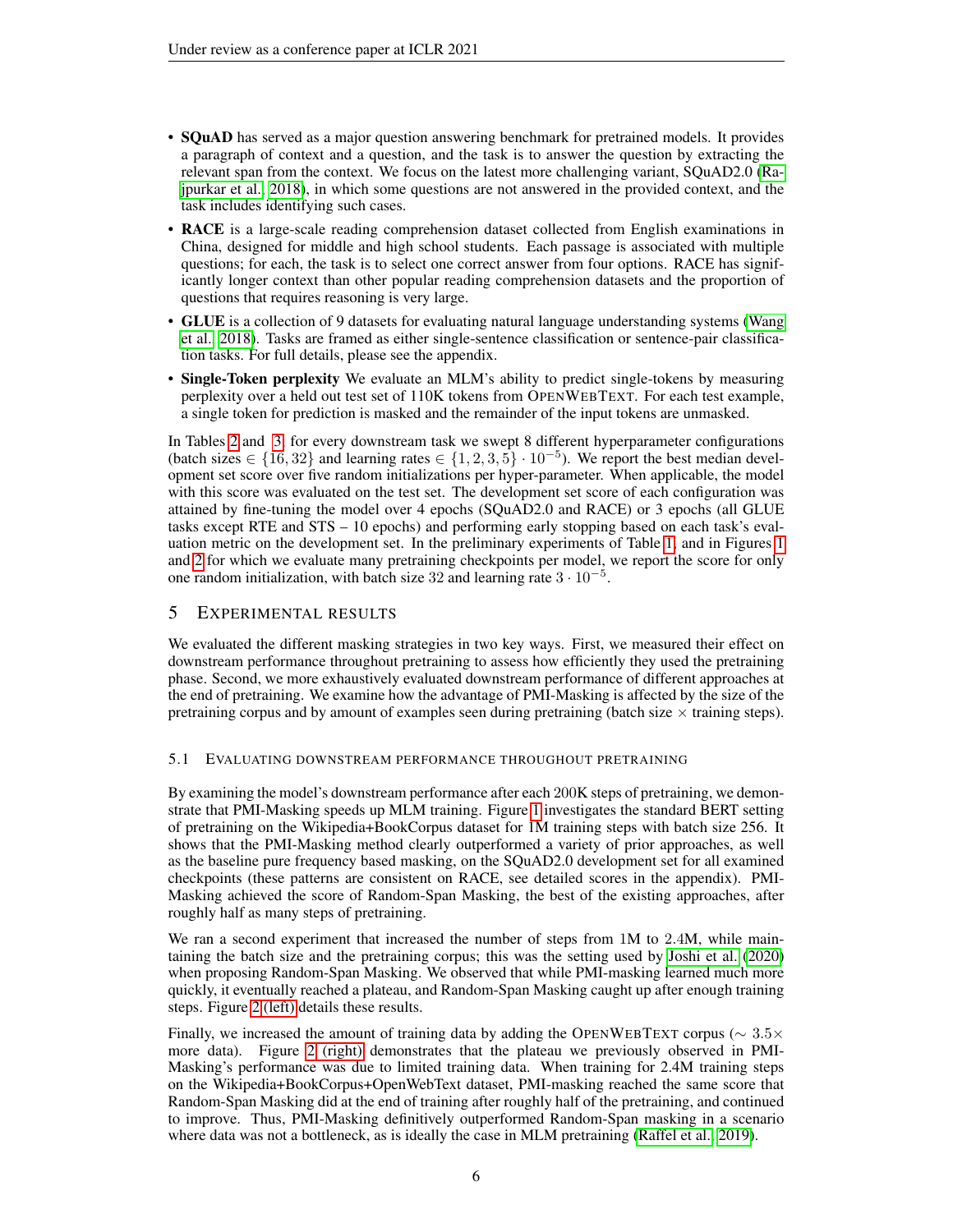- **SQuAD** has served as a major question answering benchmark for pretrained models. It provides a paragraph of context and a question, and the task is to answer the question by extracting the relevant span from the context. We focus on the latest more challenging variant, SQuAD2.0 (Rajpurkar et al., 2018), in which some questions are not answered in the provided context, and the task includes identifying such cases.
- **RACE** is a large-scale reading comprehension dataset collected from English examinations in China, designed for middle and high school students. Each passage is associated with multiple questions; for each, the task is to select one correct answer from four options. RACE has significantly longer context than other popular reading comprehension datasets and the proportion of questions that requires reasoning is very large.
- **GLUE** is a collection of 9 datasets for evaluating natural language understanding systems (Wang et al., 2018). Tasks are framed as either single-sentence classification or sentence-pair classification tasks. For full details, please see the appendix.
- **Single-Token perplexity** We evaluate an MLM's ability to predict single-tokens by measuring perplexity over a held out test set of 110K tokens from OpenWebText. For each test example, a single token for prediction is masked and the remainder of the input tokens are unmasked.

In Tables 2 and 3, for every downstream task we swept 8 different hyperparameter configurations (batch sizes $\in \{16, 32\}$ and learning rates $\in \{1, 2, 3, 5\} \cdot 10^{-5}$). We report the best median development set score over five random initializations per hyper-parameter. When applicable, the model with this score was evaluated on the test set. The development set score of each configuration was attained by fine-tuning the model over 4 epochs (SQuAD2.0 and RACE) or 3 epochs (all GLUE tasks except RTE and STS – 10 epochs) and performing early stopping based on each task's evaluation metric on the development set. In the preliminary experiments of Table 1, and in Figures 1 and 2 for which we evaluate many pretraining checkpoints per model, we report the score for only one random initialization, with batch size 32 and learning rate $3 \cdot 10^{-5}$.

# 5 Experimental Results

We evaluated the different masking strategies in two key ways. First, we measured their effect on downstream performance throughout pretraining to assess how efficiently they used the pretraining phase. Second, we more exhaustively evaluated downstream performance of different approaches at the end of pretraining. We examine how the advantage of PMI-Masking is affected by the size of the pretraining corpus and by amount of examples seen during pretraining (batch size $\times$ training steps).

## 5.1 Evaluating downstream performance throughout pretraining

By examining the model's downstream performance after each 200K steps of pretraining, we demonstrate that PMI-Masking speeds up MLM training. Figure 1 investigates the standard BERT setting of pretraining on the Wikipedia+BookCorpus dataset for 1M training steps with batch size 256. It shows that the PMI-Masking method clearly outperformed a variety of prior approaches, as well as the baseline pure frequency based masking, on the SQuAD2.0 development set for all examined checkpoints (these patterns are consistent on RACE, see detailed scores in the appendix). PMI-Masking achieved the score of Random-Span Masking, the best of the existing approaches, after roughly half as many steps of pretraining.

We ran a second experiment that increased the number of steps from 1M to 2.4M, while maintaining the batch size and the pretraining corpus; this was the setting used by Joshi et al. (2020) when proposing Random-Span Masking. We observed that while PMI-masking learned much more quickly, it eventually reached a plateau, and Random-Span Masking caught up after enough training steps. Figure 2 (left) details these results.

Finally, we increased the amount of training data by adding the OpenWebText corpus ($\sim 3.5\times$ more data). Figure 2 (right) demonstrates that the plateau we previously observed in PMI-Masking's performance was due to limited training data. When training for 2.4M training steps on the Wikipedia+BookCorpus+OpenWebText dataset, PMI-masking reached the same score that Random-Span Masking did at the end of training after roughly half of the pretraining, and continued to improve. Thus, PMI-Masking definitively outperformed Random-Span masking in a scenario where data was not a bottleneck, as is ideally the case in MLM pretraining (Raffel et al., 2019).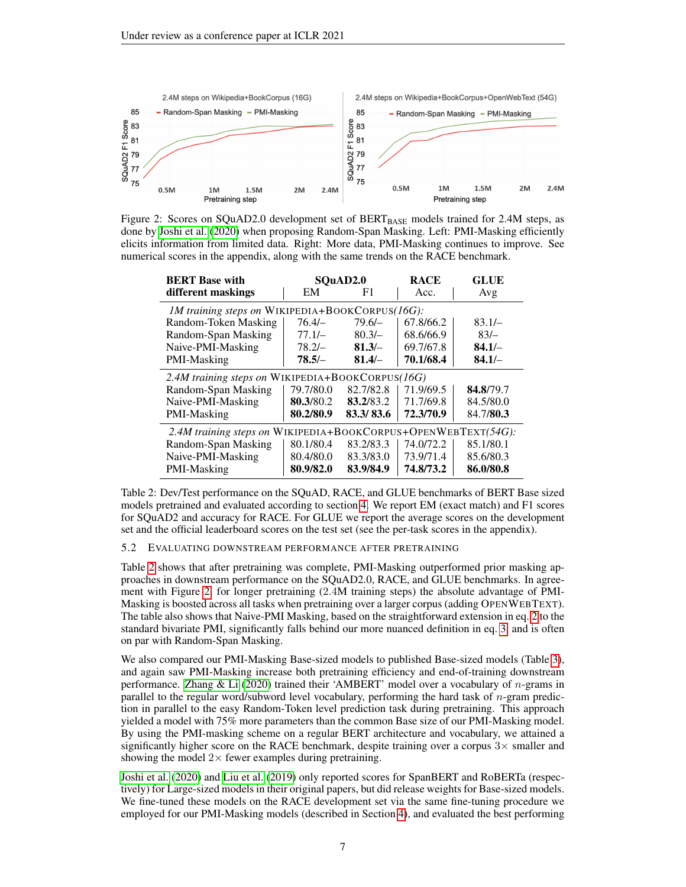Figure 2: Scores on SQuAD2.0 development set of $\text{BERT}_{\text{BASE}}$ models trained for 2.4M steps, as done by Joshi et al. (2020) when proposing Random-Span Masking. Left: PMI-Masking efficiently elicits information from limited data. Right: More data, PMI-Masking continues to improve. See numerical scores in the appendix, along with the same trends on the RACE benchmark.

| BERT Base with different maskings | SQuAD2.0 EM | SQuAD2.0 F1 | RACE Acc. | GLUE Avg |
|---|---|---|---|---|
| *1M training steps on* WIKIPEDIA+BOOKCORPUS*(16G):* | | | | |
| Random-Token Masking | 76.4/– | 79.6/– | 67.8/66.2 | 83.1/– |
| Random-Span Masking | 77.1/– | 80.3/– | 68.6/66.9 | 83/– |
| Naive-PMI-Masking | 78.2/– | **81.3**/– | 69.7/67.8 | **84.1**/– |
| PMI-Masking | **78.5**/– | **81.4**/– | **70.1/68.4** | **84.1**/– |
| *2.4M training steps on* WIKIPEDIA+BOOKCORPUS*(16G)* | | | | |
| Random-Span Masking | 79.7/80.0 | 82.7/82.8 | 71.9/69.5 | **84.8**/79.7 |
| Naive-PMI-Masking | **80.3**/80.2 | **83.2**/83.2 | 71.7/69.8 | 84.5/80.0 |
| PMI-Masking | **80.2/80.9** | **83.3/ 83.6** | **72.3/70.9** | 84.7/**80.3** |
| *2.4M training steps on* WIKIPEDIA+BOOKCORPUS+OPENWEBTEXT*(54G):* | | | | |
| Random-Span Masking | 80.1/80.4 | 83.2/83.3 | 74.0/72.2 | 85.1/80.1 |
| Naive-PMI-Masking | 80.4/80.0 | 83.3/83.0 | 73.9/71.4 | 85.6/80.3 |
| PMI-Masking | **80.9/82.0** | **83.9/84.9** | **74.8/73.2** | **86.0/80.8** |

Table 2: Dev/Test performance on the SQuAD, RACE, and GLUE benchmarks of BERT Base sized models pretrained and evaluated according to section 4. We report EM (exact match) and F1 scores for SQuAD2 and accuracy for RACE. For GLUE we report the average scores on the development set and the official leaderboard scores on the test set (see the per-task scores in the appendix).

### 5.2 EVALUATING DOWNSTREAM PERFORMANCE AFTER PRETRAINING

Table 2 shows that after pretraining was complete, PMI-Masking outperformed prior masking approaches in downstream performance on the SQuAD2.0, RACE, and GLUE benchmarks. In agreement with Figure 2, for longer pretraining (2.4M training steps) the absolute advantage of PMI-Masking is boosted across all tasks when pretraining over a larger corpus (adding OPENWEBTEXT). The table also shows that Naive-PMI Masking, based on the straightforward extension in eq. 2 to the standard bivariate PMI, significantly falls behind our more nuanced definition in eq. 3, and is often on par with Random-Span Masking.

We also compared our PMI-Masking Base-sized models to published Base-sized models (Table 3), and again saw PMI-Masking increase both pretraining efficiency and end-of-training downstream performance. Zhang & Li (2020) trained their 'AMBERT' model over a vocabulary of $n$-grams in parallel to the regular word/subword level vocabulary, performing the hard task of $n$-gram prediction in parallel to the easy Random-Token level prediction task during pretraining. This approach yielded a model with 75% more parameters than the common Base size of our PMI-Masking model. By using the PMI-masking scheme on a regular BERT architecture and vocabulary, we attained a significantly higher score on the RACE benchmark, despite training over a corpus $3\times$ smaller and showing the model $2\times$ fewer examples during pretraining.

Joshi et al. (2020) and Liu et al. (2019) only reported scores for SpanBERT and RoBERTa (respectively) for Large-sized models in their original papers, but did release weights for Base-sized models. We fine-tuned these models on the RACE development set via the same fine-tuning procedure we employed for our PMI-Masking models (described in Section 4), and evaluated the best performing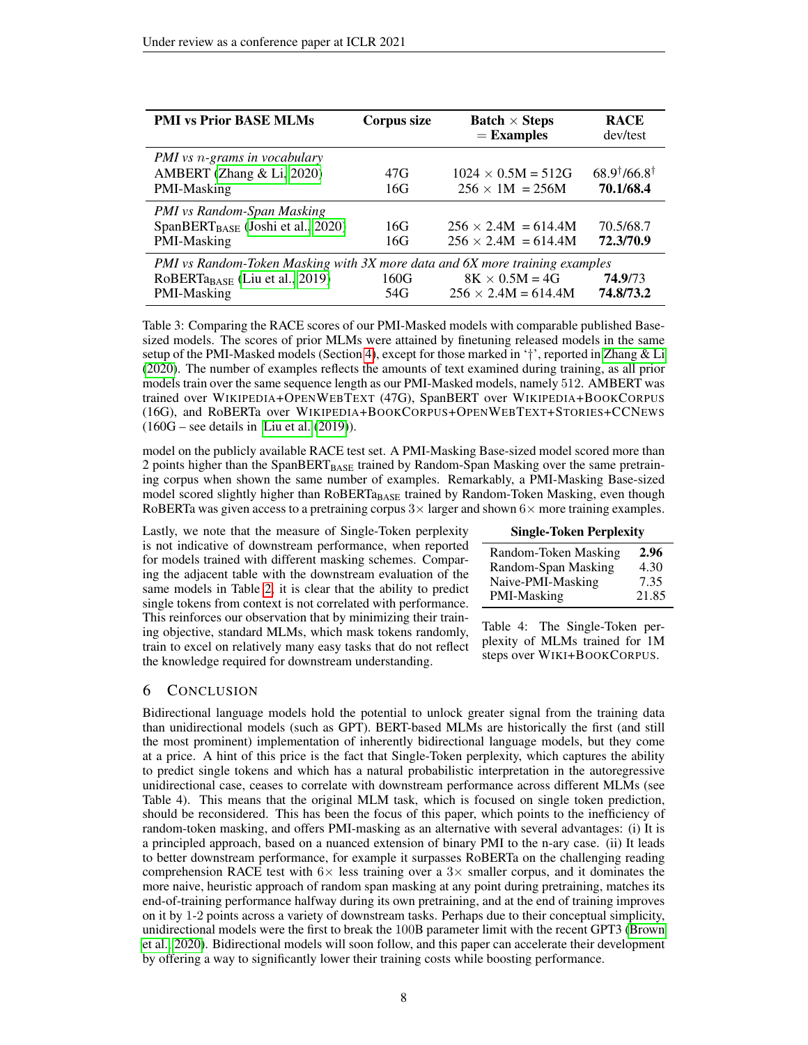| **PMI vs Prior BASE MLMs** | **Corpus size** | **Batch $\times$ Steps $=$ Examples** | **RACE** dev/test |
|---|---|---|---|
| *PMI vs $n$-grams in vocabulary* | | | |
| AMBERT (Zhang & Li, 2020) | 47G | $1024 \times 0.5\text{M} = 512\text{G}$ | $68.9^{\dagger}/66.8^{\dagger}$ |
| PMI-Masking | 16G | $256 \times 1\text{M} = 256\text{M}$ | **70.1/68.4** |
| *PMI vs Random-Span Masking* | | | |
| SpanBERT$_{\text{BASE}}$ (Joshi et al., 2020) | 16G | $256 \times 2.4\text{M} = 614.4\text{M}$ | 70.5/68.7 |
| PMI-Masking | 16G | $256 \times 2.4\text{M} = 614.4\text{M}$ | **72.3/70.9** |
| *PMI vs Random-Token Masking with 3X more data and 6X more training examples* | | | |
| RoBERTa$_{\text{BASE}}$ (Liu et al., 2019) | 160G | $8\text{K} \times 0.5\text{M} = 4\text{G}$ | **74.9**/73 |
| PMI-Masking | 54G | $256 \times 2.4\text{M} = 614.4\text{M}$ | **74.8/73.2** |

Table 3: Comparing the RACE scores of our PMI-Masked models with comparable published Base-sized models. The scores of prior MLMs were attained by finetuning released models in the same setup of the PMI-Masked models (Section 4), except for those marked in '†', reported in Zhang & Li (2020). The number of examples reflects the amounts of text examined during training, as all prior models train over the same sequence length as our PMI-Masked models, namely 512. AMBERT was trained over WIKIPEDIA+OPENWEBTEXT (47G), SpanBERT over WIKIPEDIA+BOOKCORPUS (16G), and RoBERTa over WIKIPEDIA+BOOKCORPUS+OPENWEBTEXT+STORIES+CCNEWS (160G – see details in Liu et al. (2019)).

model on the publicly available RACE test set. A PMI-Masking Base-sized model scored more than 2 points higher than the SpanBERT$_{\text{BASE}}$ trained by Random-Span Masking over the same pretraining corpus when shown the same number of examples. Remarkably, a PMI-Masking Base-sized model scored slightly higher than RoBERTa$_{\text{BASE}}$ trained by Random-Token Masking, even though RoBERTa was given access to a pretraining corpus $3\times$ larger and shown $6\times$ more training examples.

Lastly, we note that the measure of Single-Token perplexity is not indicative of downstream performance, when reported for models trained with different masking schemes. Comparing the adjacent table with the downstream evaluation of the same models in Table 2, it is clear that the ability to predict single tokens from context is not correlated with performance. This reinforces our observation that by minimizing their training objective, standard MLMs, which mask tokens randomly, train to excel on relatively many easy tasks that do not reflect the knowledge required for downstream understanding.

| **Single-Token Perplexity** | |
|---|---|
| Random-Token Masking | **2.96** |
| Random-Span Masking | 4.30 |
| Naive-PMI-Masking | 7.35 |
| PMI-Masking | 21.85 |

Table 4: The Single-Token perplexity of MLMs trained for 1M steps over WIKI+BOOKCORPUS.

# 6 Conclusion

Bidirectional language models hold the potential to unlock greater signal from the training data than unidirectional models (such as GPT). BERT-based MLMs are historically the first (and still the most prominent) implementation of inherently bidirectional language models, but they come at a price. A hint of this price is the fact that Single-Token perplexity, which captures the ability to predict single tokens and which has a natural probabilistic interpretation in the autoregressive unidirectional case, ceases to correlate with downstream performance across different MLMs (see Table 4). This means that the original MLM task, which is focused on single token prediction, should be reconsidered. This has been the focus of this paper, which points to the inefficiency of random-token masking, and offers PMI-masking as an alternative with several advantages: (i) It is a principled approach, based on a nuanced extension of binary PMI to the n-ary case. (ii) It leads to better downstream performance, for example it surpasses RoBERTa on the challenging reading comprehension RACE test with $6\times$ less training over a $3\times$ smaller corpus, and it dominates the more naive, heuristic approach of random span masking at any point during pretraining, matches its end-of-training performance halfway during its own pretraining, and at the end of training improves on it by 1-2 points across a variety of downstream tasks. Perhaps due to their conceptual simplicity, unidirectional models were the first to break the 100B parameter limit with the recent GPT3 (Brown et al., 2020). Bidirectional models will soon follow, and this paper can accelerate their development by offering a way to significantly lower their training costs while boosting performance.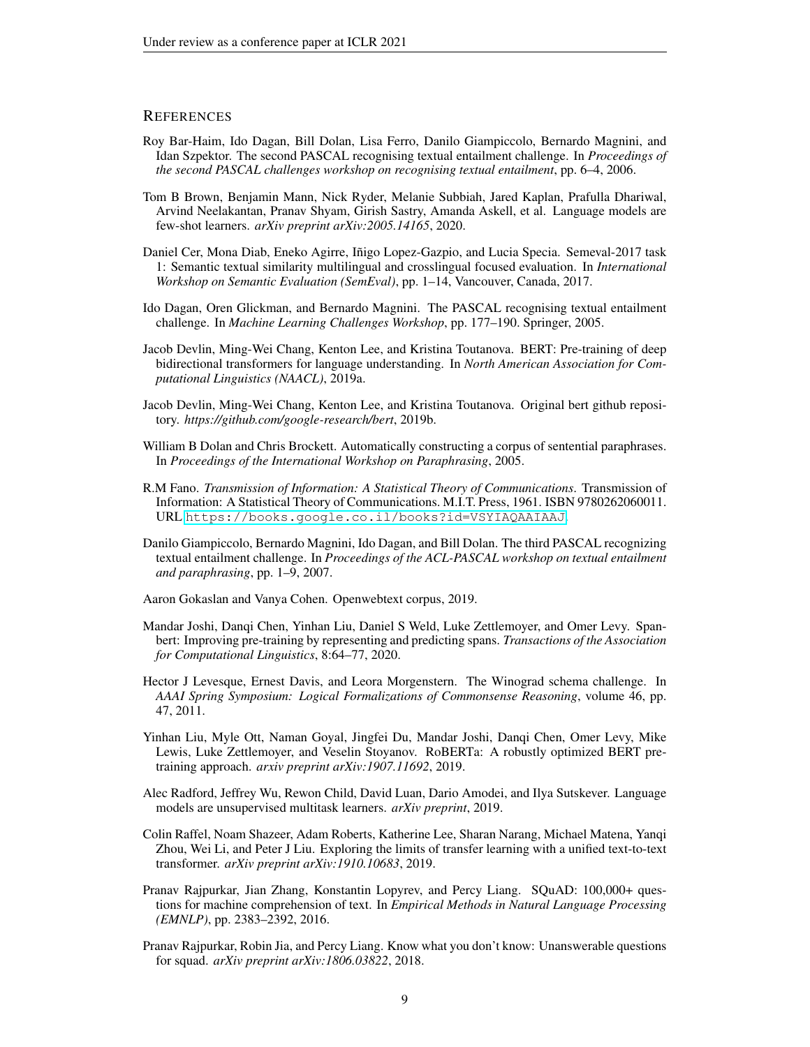## References

Roy Bar-Haim, Ido Dagan, Bill Dolan, Lisa Ferro, Danilo Giampiccolo, Bernardo Magnini, and Idan Szpektor. The second PASCAL recognising textual entailment challenge. In *Proceedings of the second PASCAL challenges workshop on recognising textual entailment*, pp. 6–4, 2006.

Tom B Brown, Benjamin Mann, Nick Ryder, Melanie Subbiah, Jared Kaplan, Prafulla Dhariwal, Arvind Neelakantan, Pranav Shyam, Girish Sastry, Amanda Askell, et al. Language models are few-shot learners. *arXiv preprint arXiv:2005.14165*, 2020.

Daniel Cer, Mona Diab, Eneko Agirre, Iñigo Lopez-Gazpio, and Lucia Specia. Semeval-2017 task 1: Semantic textual similarity multilingual and crosslingual focused evaluation. In *International Workshop on Semantic Evaluation (SemEval)*, pp. 1–14, Vancouver, Canada, 2017.

Ido Dagan, Oren Glickman, and Bernardo Magnini. The PASCAL recognising textual entailment challenge. In *Machine Learning Challenges Workshop*, pp. 177–190. Springer, 2005.

Jacob Devlin, Ming-Wei Chang, Kenton Lee, and Kristina Toutanova. BERT: Pre-training of deep bidirectional transformers for language understanding. In *North American Association for Computational Linguistics (NAACL)*, 2019a.

Jacob Devlin, Ming-Wei Chang, Kenton Lee, and Kristina Toutanova. Original bert github repository. *https://github.com/google-research/bert*, 2019b.

William B Dolan and Chris Brockett. Automatically constructing a corpus of sentential paraphrases. In *Proceedings of the International Workshop on Paraphrasing*, 2005.

R.M Fano. *Transmission of Information: A Statistical Theory of Communications*. Transmission of Information: A Statistical Theory of Communications. M.I.T. Press, 1961. ISBN 9780262060011. URL https://books.google.co.il/books?id=VSYIAQAAIAAJ.

Danilo Giampiccolo, Bernardo Magnini, Ido Dagan, and Bill Dolan. The third PASCAL recognizing textual entailment challenge. In *Proceedings of the ACL-PASCAL workshop on textual entailment and paraphrasing*, pp. 1–9, 2007.

Aaron Gokaslan and Vanya Cohen. Openwebtext corpus, 2019.

Mandar Joshi, Danqi Chen, Yinhan Liu, Daniel S Weld, Luke Zettlemoyer, and Omer Levy. Spanbert: Improving pre-training by representing and predicting spans. *Transactions of the Association for Computational Linguistics*, 8:64–77, 2020.

Hector J Levesque, Ernest Davis, and Leora Morgenstern. The Winograd schema challenge. In *AAAI Spring Symposium: Logical Formalizations of Commonsense Reasoning*, volume 46, pp. 47, 2011.

Yinhan Liu, Myle Ott, Naman Goyal, Jingfei Du, Mandar Joshi, Danqi Chen, Omer Levy, Mike Lewis, Luke Zettlemoyer, and Veselin Stoyanov. RoBERTa: A robustly optimized BERT pretraining approach. *arxiv preprint arXiv:1907.11692*, 2019.

Alec Radford, Jeffrey Wu, Rewon Child, David Luan, Dario Amodei, and Ilya Sutskever. Language models are unsupervised multitask learners. *arXiv preprint*, 2019.

Colin Raffel, Noam Shazeer, Adam Roberts, Katherine Lee, Sharan Narang, Michael Matena, Yanqi Zhou, Wei Li, and Peter J Liu. Exploring the limits of transfer learning with a unified text-to-text transformer. *arXiv preprint arXiv:1910.10683*, 2019.

Pranav Rajpurkar, Jian Zhang, Konstantin Lopyrev, and Percy Liang. SQuAD: 100,000+ questions for machine comprehension of text. In *Empirical Methods in Natural Language Processing (EMNLP)*, pp. 2383–2392, 2016.

Pranav Rajpurkar, Robin Jia, and Percy Liang. Know what you don't know: Unanswerable questions for squad. *arXiv preprint arXiv:1806.03822*, 2018.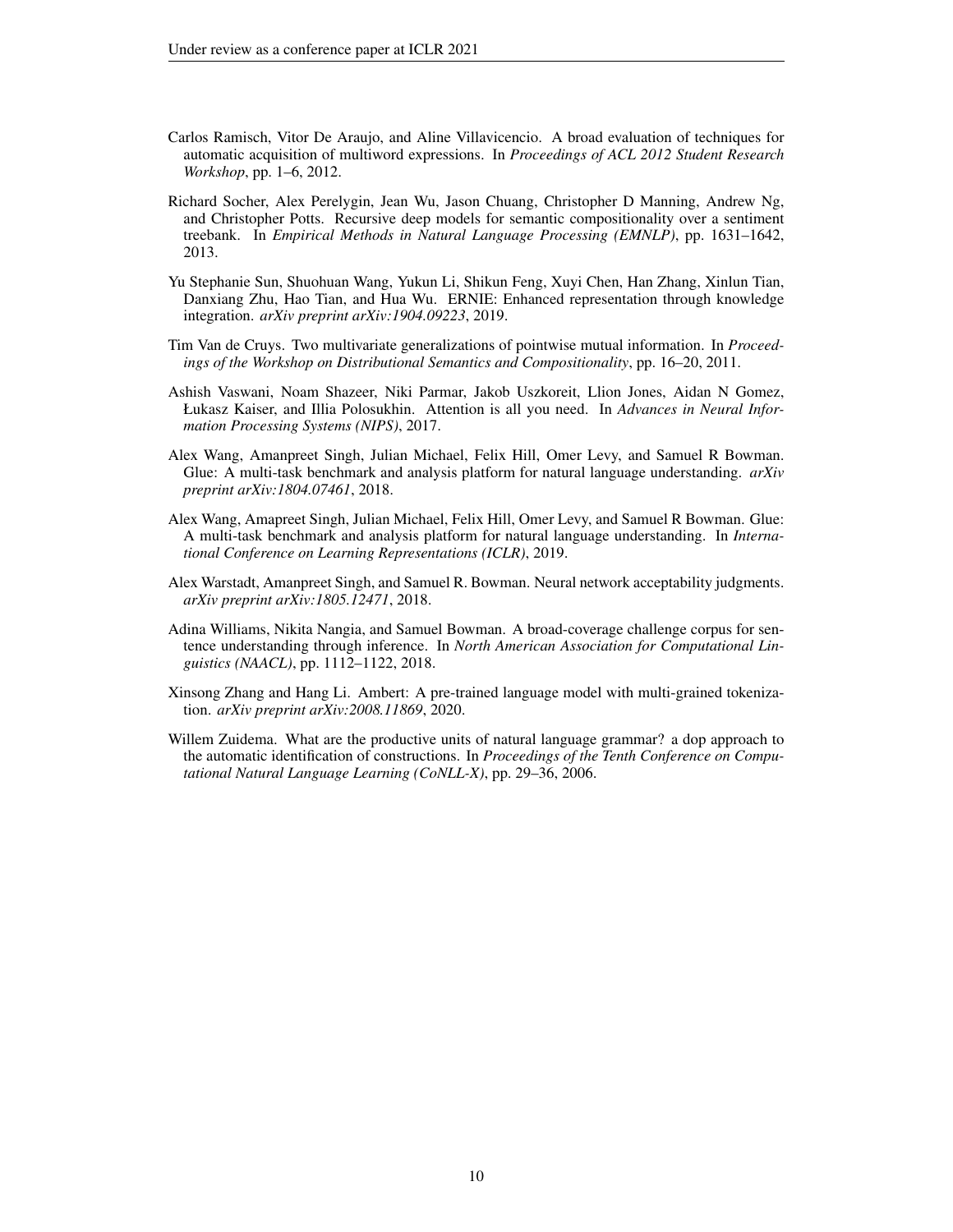Carlos Ramisch, Vitor De Araujo, and Aline Villavicencio. A broad evaluation of techniques for automatic acquisition of multiword expressions. In *Proceedings of ACL 2012 Student Research Workshop*, pp. 1–6, 2012.

Richard Socher, Alex Perelygin, Jean Wu, Jason Chuang, Christopher D Manning, Andrew Ng, and Christopher Potts. Recursive deep models for semantic compositionality over a sentiment treebank. In *Empirical Methods in Natural Language Processing (EMNLP)*, pp. 1631–1642, 2013.

Yu Stephanie Sun, Shuohuan Wang, Yukun Li, Shikun Feng, Xuyi Chen, Han Zhang, Xinlun Tian, Danxiang Zhu, Hao Tian, and Hua Wu. ERNIE: Enhanced representation through knowledge integration. *arXiv preprint arXiv:1904.09223*, 2019.

Tim Van de Cruys. Two multivariate generalizations of pointwise mutual information. In *Proceedings of the Workshop on Distributional Semantics and Compositionality*, pp. 16–20, 2011.

Ashish Vaswani, Noam Shazeer, Niki Parmar, Jakob Uszkoreit, Llion Jones, Aidan N Gomez, Łukasz Kaiser, and Illia Polosukhin. Attention is all you need. In *Advances in Neural Information Processing Systems (NIPS)*, 2017.

Alex Wang, Amanpreet Singh, Julian Michael, Felix Hill, Omer Levy, and Samuel R Bowman. Glue: A multi-task benchmark and analysis platform for natural language understanding. *arXiv preprint arXiv:1804.07461*, 2018.

Alex Wang, Amapreet Singh, Julian Michael, Felix Hill, Omer Levy, and Samuel R Bowman. Glue: A multi-task benchmark and analysis platform for natural language understanding. In *International Conference on Learning Representations (ICLR)*, 2019.

Alex Warstadt, Amanpreet Singh, and Samuel R. Bowman. Neural network acceptability judgments. *arXiv preprint arXiv:1805.12471*, 2018.

Adina Williams, Nikita Nangia, and Samuel Bowman. A broad-coverage challenge corpus for sentence understanding through inference. In *North American Association for Computational Linguistics (NAACL)*, pp. 1112–1122, 2018.

Xinsong Zhang and Hang Li. Ambert: A pre-trained language model with multi-grained tokenization. *arXiv preprint arXiv:2008.11869*, 2020.

Willem Zuidema. What are the productive units of natural language grammar? a dop approach to the automatic identification of constructions. In *Proceedings of the Tenth Conference on Computational Natural Language Learning (CoNLL-X)*, pp. 29–36, 2006.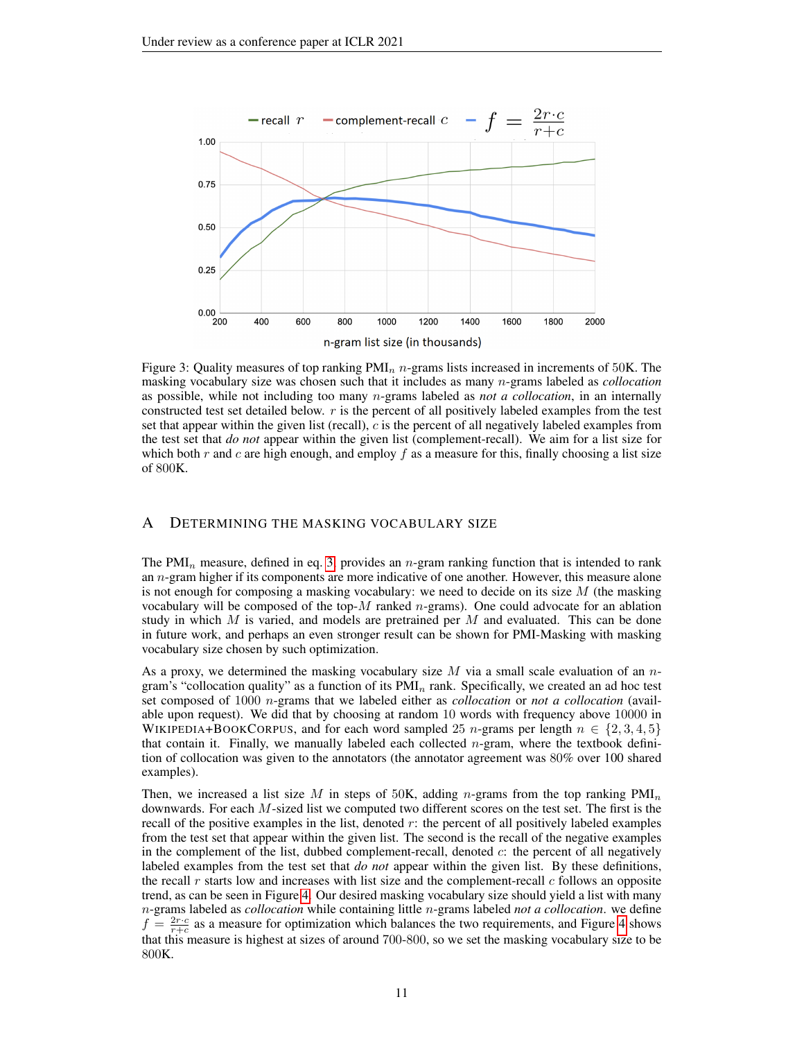Figure 3: Quality measures of top ranking $\text{PMI}_n$ $n$-grams lists increased in increments of 50K. The masking vocabulary size was chosen such that it includes as many $n$-grams labeled as *collocation* as possible, while not including too many $n$-grams labeled as *not a collocation*, in an internally constructed test set detailed below. $r$ is the percent of all positively labeled examples from the test set that appear within the given list (recall), $c$ is the percent of all negatively labeled examples from the test set that *do not* appear within the given list (complement-recall). We aim for a list size for which both $r$ and $c$ are high enough, and employ $f$ as a measure for this, finally choosing a list size of 800K.

## A Determining the Masking Vocabulary Size

The $\text{PMI}_n$ measure, defined in eq. 3, provides an $n$-gram ranking function that is intended to rank an $n$-gram higher if its components are more indicative of one another. However, this measure alone is not enough for composing a masking vocabulary: we need to decide on its size $M$ (the masking vocabulary will be composed of the top-$M$ ranked $n$-grams). One could advocate for an ablation study in which $M$ is varied, and models are pretrained per $M$ and evaluated. This can be done in future work, and perhaps an even stronger result can be shown for PMI-Masking with masking vocabulary size chosen by such optimization.

As a proxy, we determined the masking vocabulary size $M$ via a small scale evaluation of an $n$-gram's "collocation quality" as a function of its $\text{PMI}_n$ rank. Specifically, we created an ad hoc test set composed of 1000 $n$-grams that we labeled either as *collocation* or *not a collocation* (available upon request). We did that by choosing at random 10 words with frequency above 10000 in Wikipedia+BookCorpus, and for each word sampled 25 $n$-grams per length $n \in \{2, 3, 4, 5\}$ that contain it. Finally, we manually labeled each collected $n$-gram, where the textbook definition of collocation was given to the annotators (the annotator agreement was 80% over 100 shared examples).

Then, we increased a list size $M$ in steps of 50K, adding $n$-grams from the top ranking $\text{PMI}_n$ downwards. For each $M$-sized list we computed two different scores on the test set. The first is the recall of the positive examples in the list, denoted $r$: the percent of all positively labeled examples from the test set that appear within the given list. The second is the recall of the negative examples in the complement of the list, dubbed complement-recall, denoted $c$: the percent of all negatively labeled examples from the test set that *do not* appear within the given list. By these definitions, the recall $r$ starts low and increases with list size and the complement-recall $c$ follows an opposite trend, as can be seen in Figure 4. Our desired masking vocabulary size should yield a list with many $n$-grams labeled as *collocation* while containing little $n$-grams labeled *not a collocation*. we define $f = \frac{2r \cdot c}{r+c}$ as a measure for optimization which balances the two requirements, and Figure 4 shows that this measure is highest at sizes of around 700-800, so we set the masking vocabulary size to be 800K.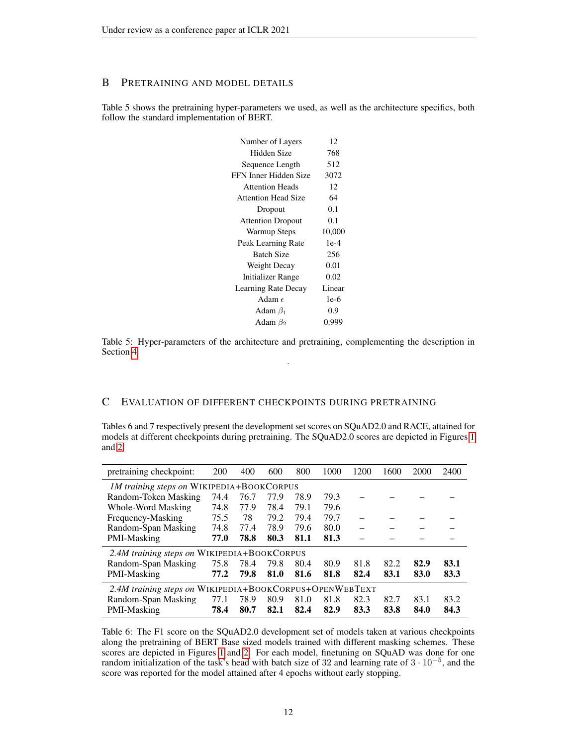## B Pretraining and Model Details

Table 5 shows the pretraining hyper-parameters we used, as well as the architecture specifics, both follow the standard implementation of BERT.

| | |
|---|---|
| Number of Layers | 12 |
| Hidden Size | 768 |
| Sequence Length | 512 |
| FFN Inner Hidden Size | 3072 |
| Attention Heads | 12 |
| Attention Head Size | 64 |
| Dropout | 0.1 |
| Attention Dropout | 0.1 |
| Warmup Steps | 10,000 |
| Peak Learning Rate | 1e-4 |
| Batch Size | 256 |
| Weight Decay | 0.01 |
| Initializer Range | 0.02 |
| Learning Rate Decay | Linear |
| Adam $\epsilon$ | 1e-6 |
| Adam $\beta_1$ | 0.9 |
| Adam $\beta_2$ | 0.999 |

Table 5: Hyper-parameters of the architecture and pretraining, complementing the description in Section 4.

## C Evaluation of Different Checkpoints During Pretraining

Tables 6 and 7 respectively present the development set scores on SQuAD2.0 and RACE, attained for models at different checkpoints during pretraining. The SQuAD2.0 scores are depicted in Figures 1 and 2.

| pretraining checkpoint: | 200 | 400 | 600 | 800 | 1000 | 1200 | 1600 | 2000 | 2400 |
|---|---|---|---|---|---|---|---|---|---|
| *1M training steps on* Wikipedia+BookCorpus | | | | | | | | | |
| Random-Token Masking | 74.4 | 76.7 | 77.9 | 78.9 | 79.3 | – | – | – | – |
| Whole-Word Masking | 74.8 | 77.9 | 78.4 | 79.1 | 79.6 | | | | |
| Frequency-Masking | 75.5 | 78 | 79.2 | 79.4 | 79.7 | – | – | – | – |
| Random-Span Masking | 74.8 | 77.4 | 78.9 | 79.6 | 80.0 | – | – | – | – |
| PMI-Masking | **77.0** | **78.8** | **80.3** | **81.1** | **81.3** | – | – | – | – |
| *2.4M training steps on* Wikipedia+BookCorpus | | | | | | | | | |
| Random-Span Masking | 75.8 | 78.4 | 79.8 | 80.4 | 80.9 | 81.8 | 82.2 | **82.9** | **83.1** |
| PMI-Masking | **77.2** | **79.8** | **81.0** | **81.6** | **81.8** | **82.4** | **83.1** | **83.0** | **83.3** |
| *2.4M training steps on* Wikipedia+BookCorpus+OpenWebText | | | | | | | | | |
| Random-Span Masking | 77.1 | 78.9 | 80.9 | 81.0 | 81.8 | 82.3 | 82.7 | 83.1 | 83.2 |
| PMI-Masking | **78.4** | **80.7** | **82.1** | **82.4** | **82.9** | **83.3** | **83.8** | **84.0** | **84.3** |

Table 6: The F1 score on the SQuAD2.0 development set of models taken at various checkpoints along the pretraining of BERT Base sized models trained with different masking schemes. These scores are depicted in Figures 1 and 2. For each model, finetuning on SQuAD was done for one random initialization of the task's head with batch size of 32 and learning rate of $3 \cdot 10^{-5}$, and the score was reported for the model attained after 4 epochs without early stopping.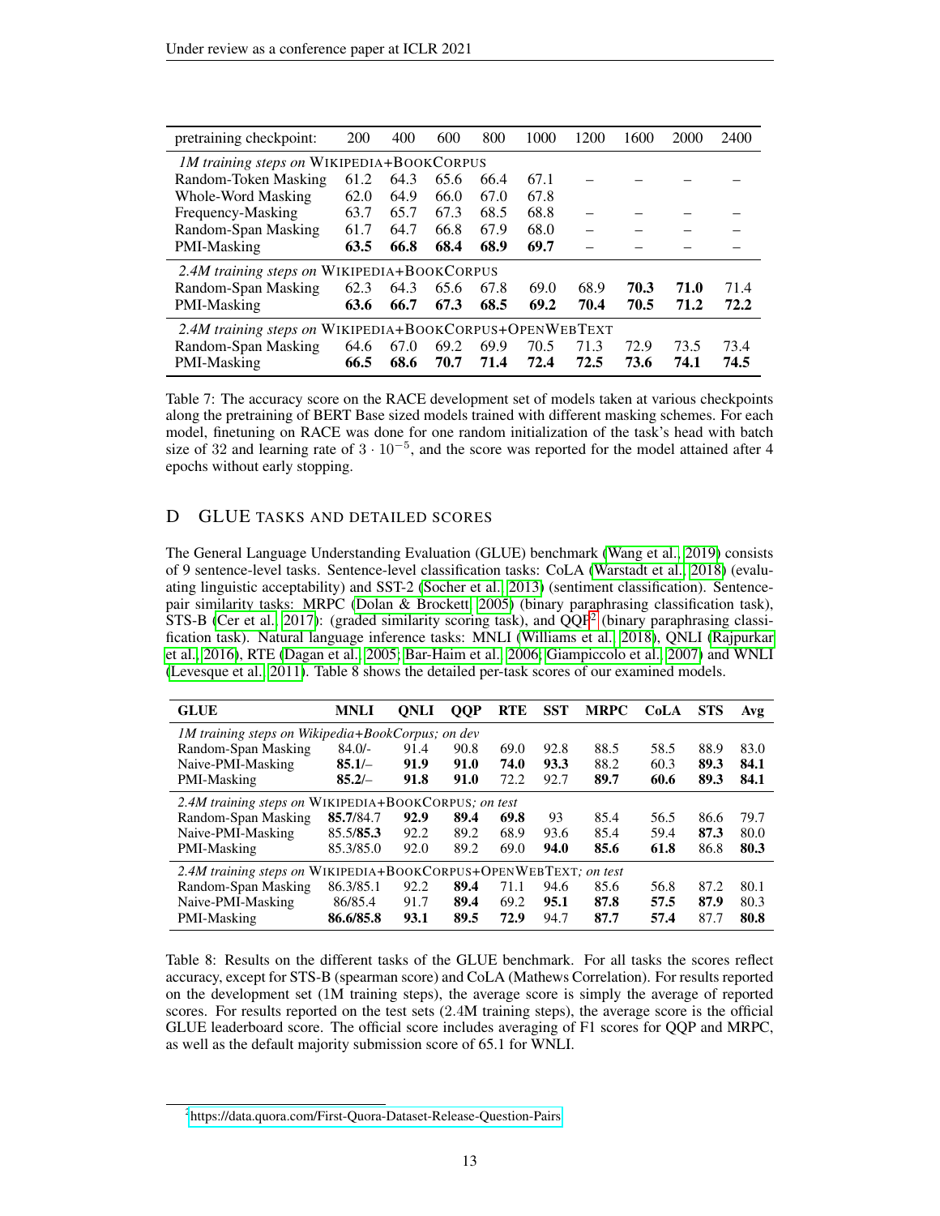| pretraining checkpoint: | 200 | 400 | 600 | 800 | 1000 | 1200 | 1600 | 2000 | 2400 |
|---|---|---|---|---|---|---|---|---|---|
| *1M training steps on* WIKIPEDIA+BOOKCORPUS | | | | | | | | | |
| Random-Token Masking | 61.2 | 64.3 | 65.6 | 66.4 | 67.1 | – | – | – | – |
| Whole-Word Masking | 62.0 | 64.9 | 66.0 | 67.0 | 67.8 | | | | |
| Frequency-Masking | 63.7 | 65.7 | 67.3 | 68.5 | 68.8 | – | – | – | – |
| Random-Span Masking | 61.7 | 64.7 | 66.8 | 67.9 | 68.0 | – | – | – | – |
| PMI-Masking | **63.5** | **66.8** | **68.4** | **68.9** | **69.7** | – | – | – | – |
| *2.4M training steps on* WIKIPEDIA+BOOKCORPUS | | | | | | | | | |
| Random-Span Masking | 62.3 | 64.3 | 65.6 | 67.8 | 69.0 | 68.9 | **70.3** | **71.0** | 71.4 |
| PMI-Masking | **63.6** | **66.7** | **67.3** | **68.5** | **69.2** | **70.4** | **70.5** | **71.2** | **72.2** |
| *2.4M training steps on* WIKIPEDIA+BOOKCORPUS+OPENWEBTEXT | | | | | | | | | |
| Random-Span Masking | 64.6 | 67.0 | 69.2 | 69.9 | 70.5 | 71.3 | 72.9 | 73.5 | 73.4 |
| PMI-Masking | **66.5** | **68.6** | **70.7** | **71.4** | **72.4** | **72.5** | **73.6** | **74.1** | **74.5** |

Table 7: The accuracy score on the RACE development set of models taken at various checkpoints along the pretraining of BERT Base sized models trained with different masking schemes. For each model, finetuning on RACE was done for one random initialization of the task's head with batch size of 32 and learning rate of $3 \cdot 10^{-5}$, and the score was reported for the model attained after 4 epochs without early stopping.

## D GLUE TASKS AND DETAILED SCORES

The General Language Understanding Evaluation (GLUE) benchmark (Wang et al., 2019) consists of 9 sentence-level tasks. Sentence-level classification tasks: CoLA (Warstadt et al., 2018) (evaluating linguistic acceptability) and SST-2 (Socher et al., 2013) (sentiment classification). Sentence-pair similarity tasks: MRPC (Dolan & Brockett, 2005) (binary paraphrasing classification task), STS-B (Cer et al., 2017): (graded similarity scoring task), and QQP[2] (binary paraphrasing classification task). Natural language inference tasks: MNLI (Williams et al., 2018), QNLI (Rajpurkar et al., 2016), RTE (Dagan et al., 2005; Bar-Haim et al., 2006; Giampiccolo et al., 2007) and WNLI (Levesque et al., 2011). Table 8 shows the detailed per-task scores of our examined models.

| **GLUE** | **MNLI** | **QNLI** | **QQP** | **RTE** | **SST** | **MRPC** | **CoLA** | **STS** | **Avg** |
|---|---|---|---|---|---|---|---|---|---|
| *1M training steps on Wikipedia+BookCorpus; on dev* | | | | | | | | | |
| Random-Span Masking | 84.0/- | 91.4 | 90.8 | 69.0 | 92.8 | 88.5 | 58.5 | 88.9 | 83.0 |
| Naive-PMI-Masking | **85.1**/– | **91.9** | **91.0** | **74.0** | **93.3** | 88.2 | 60.3 | **89.3** | **84.1** |
| PMI-Masking | **85.2**/– | 91.8 | **91.0** | 72.2 | 92.7 | **89.7** | **60.6** | **89.3** | **84.1** |
| *2.4M training steps on* WIKIPEDIA+BOOKCORPUS*; on test* | | | | | | | | | |
| Random-Span Masking | **85.7**/84.7 | **92.9** | **89.4** | **69.8** | 93 | 85.4 | 56.5 | 86.6 | 79.7 |
| Naive-PMI-Masking | 85.5/**85.3** | 92.2 | 89.2 | 68.9 | 93.6 | 85.4 | 59.4 | **87.3** | 80.0 |
| PMI-Masking | 85.3/85.0 | 92.0 | 89.2 | 69.0 | **94.0** | **85.6** | **61.8** | 86.8 | **80.3** |
| *2.4M training steps on* WIKIPEDIA+BOOKCORPUS+OPENWEBTEXT*; on test* | | | | | | | | | |
| Random-Span Masking | 86.3/85.1 | 92.2 | **89.4** | 71.1 | 94.6 | 85.6 | 56.8 | 87.2 | 80.1 |
| Naive-PMI-Masking | 86/85.4 | 91.7 | **89.4** | 69.2 | **95.1** | **87.8** | **57.5** | **87.9** | 80.3 |
| PMI-Masking | **86.6/85.8** | **93.1** | **89.5** | **72.9** | 94.7 | 87.7 | 57.4 | 87.7 | **80.8** |

Table 8: Results on the different tasks of the GLUE benchmark. For all tasks the scores reflect accuracy, except for STS-B (spearman score) and CoLA (Mathews Correlation). For results reported on the development set (1M training steps), the average score is simply the average of reported scores. For results reported on the test sets (2.4M training steps), the average score is the official GLUE leaderboard score. The official score includes averaging of F1 scores for QQP and MRPC, as well as the default majority submission score of 65.1 for WNLI.

[2] https://data.quora.com/First-Quora-Dataset-Release-Question-Pairs